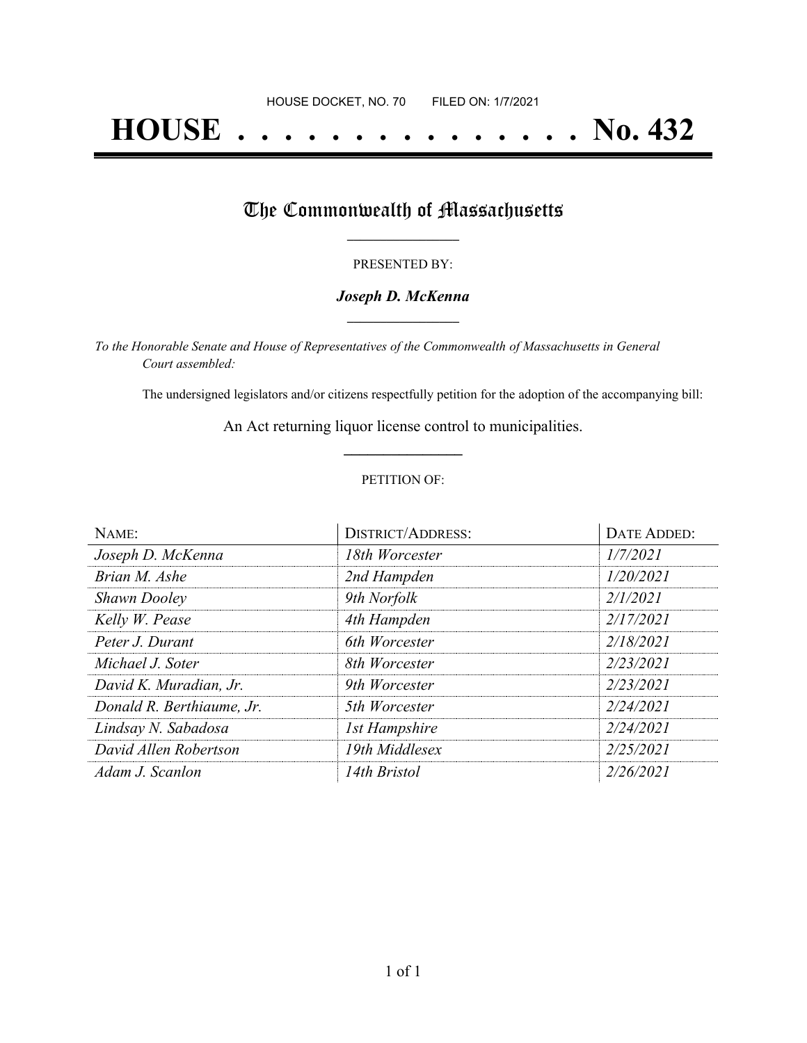HOUSE DOCKET, NO. 70 FILED ON: 1/7/2021

# HOUSE . . . . . . . . . . . . . . . . No. 432

## The Commonwealth of Massachusetts

PRESENTED BY:

***Joseph D. McKenna***

*To the Honorable Senate and House of Representatives of the Commonwealth of Massachusetts in General Court assembled:*

The undersigned legislators and/or citizens respectfully petition for the adoption of the accompanying bill:

An Act returning liquor license control to municipalities.

PETITION OF:

| NAME: | DISTRICT/ADDRESS: | DATE ADDED: |
|---|---|---|
| *Joseph D. McKenna* | *18th Worcester* | *1/7/2021* |
| *Brian M. Ashe* | *2nd Hampden* | *1/20/2021* |
| *Shawn Dooley* | *9th Norfolk* | *2/1/2021* |
| *Kelly W. Pease* | *4th Hampden* | *2/17/2021* |
| *Peter J. Durant* | *6th Worcester* | *2/18/2021* |
| *Michael J. Soter* | *8th Worcester* | *2/23/2021* |
| *David K. Muradian, Jr.* | *9th Worcester* | *2/23/2021* |
| *Donald R. Berthiaume, Jr.* | *5th Worcester* | *2/24/2021* |
| *Lindsay N. Sabadosa* | *1st Hampshire* | *2/24/2021* |
| *David Allen Robertson* | *19th Middlesex* | *2/25/2021* |
| *Adam J. Scanlon* | *14th Bristol* | *2/26/2021* |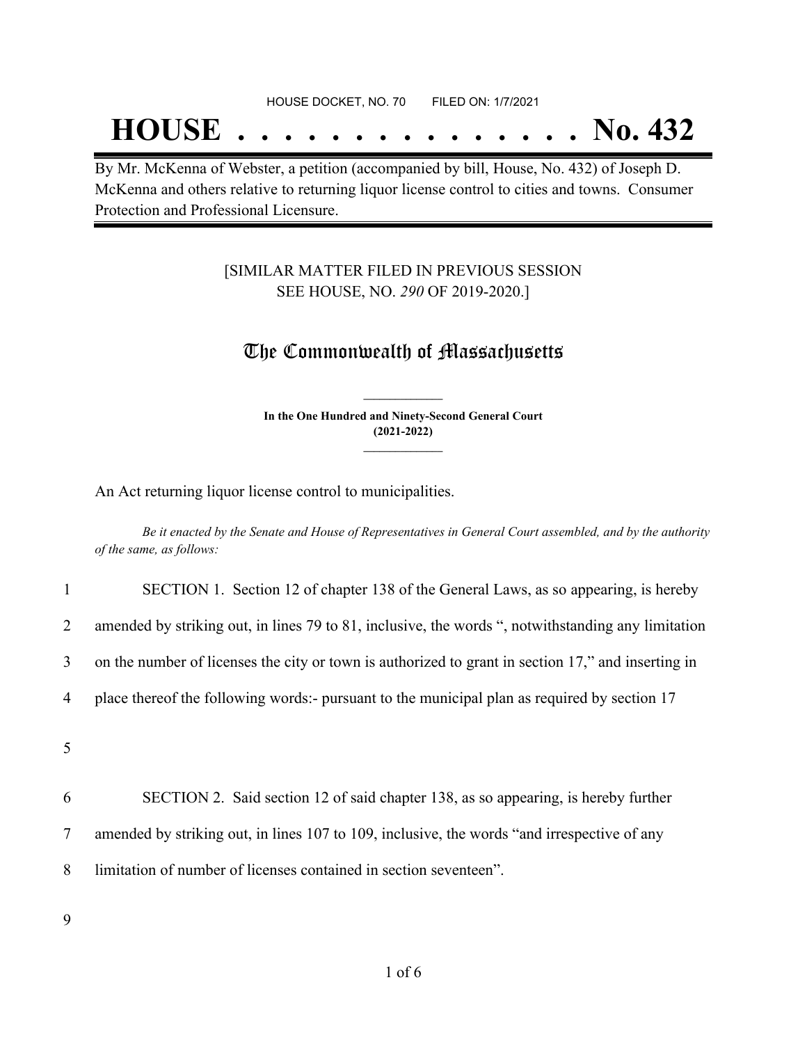HOUSE DOCKET, NO. 70 FILED ON: 1/7/2021

# HOUSE . . . . . . . . . . . . . . . No. 432

By Mr. McKenna of Webster, a petition (accompanied by bill, House, No. 432) of Joseph D. McKenna and others relative to returning liquor license control to cities and towns. Consumer Protection and Professional Licensure.

[SIMILAR MATTER FILED IN PREVIOUS SESSION SEE HOUSE, NO. *290* OF 2019-2020.]

## The Commonwealth of Massachusetts

**In the One Hundred and Ninety-Second General Court (2021-2022)**

An Act returning liquor license control to municipalities.

*Be it enacted by the Senate and House of Representatives in General Court assembled, and by the authority of the same, as follows:*

1 SECTION 1. Section 12 of chapter 138 of the General Laws, as so appearing, is hereby
2 amended by striking out, in lines 79 to 81, inclusive, the words ", notwithstanding any limitation
3 on the number of licenses the city or town is authorized to grant in section 17," and inserting in
4 place thereof the following words:- pursuant to the municipal plan as required by section 17

5

6 SECTION 2. Said section 12 of said chapter 138, as so appearing, is hereby further
7 amended by striking out, in lines 107 to 109, inclusive, the words "and irrespective of any
8 limitation of number of licenses contained in section seventeen".

9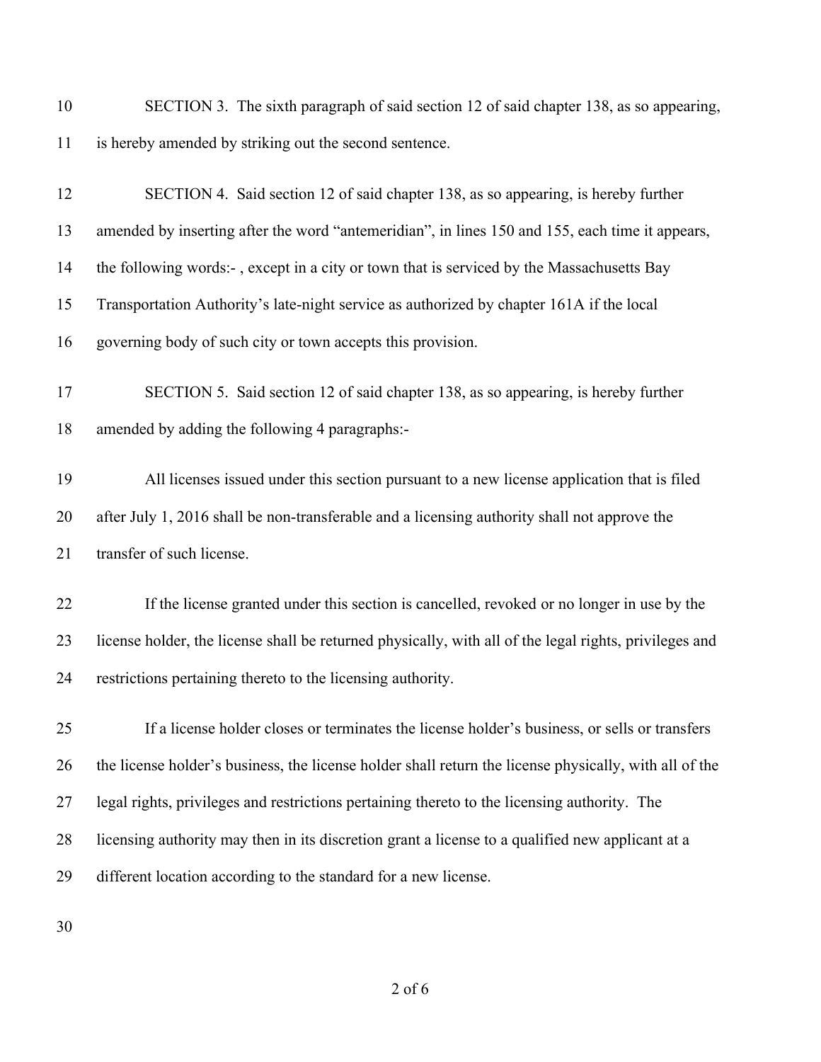SECTION 3. The sixth paragraph of said section 12 of said chapter 138, as so appearing, is hereby amended by striking out the second sentence.

SECTION 4. Said section 12 of said chapter 138, as so appearing, is hereby further amended by inserting after the word "antemeridian", in lines 150 and 155, each time it appears, the following words:- , except in a city or town that is serviced by the Massachusetts Bay Transportation Authority's late-night service as authorized by chapter 161A if the local governing body of such city or town accepts this provision.

SECTION 5. Said section 12 of said chapter 138, as so appearing, is hereby further amended by adding the following 4 paragraphs:-

All licenses issued under this section pursuant to a new license application that is filed after July 1, 2016 shall be non-transferable and a licensing authority shall not approve the transfer of such license.

If the license granted under this section is cancelled, revoked or no longer in use by the license holder, the license shall be returned physically, with all of the legal rights, privileges and restrictions pertaining thereto to the licensing authority.

If a license holder closes or terminates the license holder's business, or sells or transfers the license holder's business, the license holder shall return the license physically, with all of the legal rights, privileges and restrictions pertaining thereto to the licensing authority. The licensing authority may then in its discretion grant a license to a qualified new applicant at a different location according to the standard for a new license.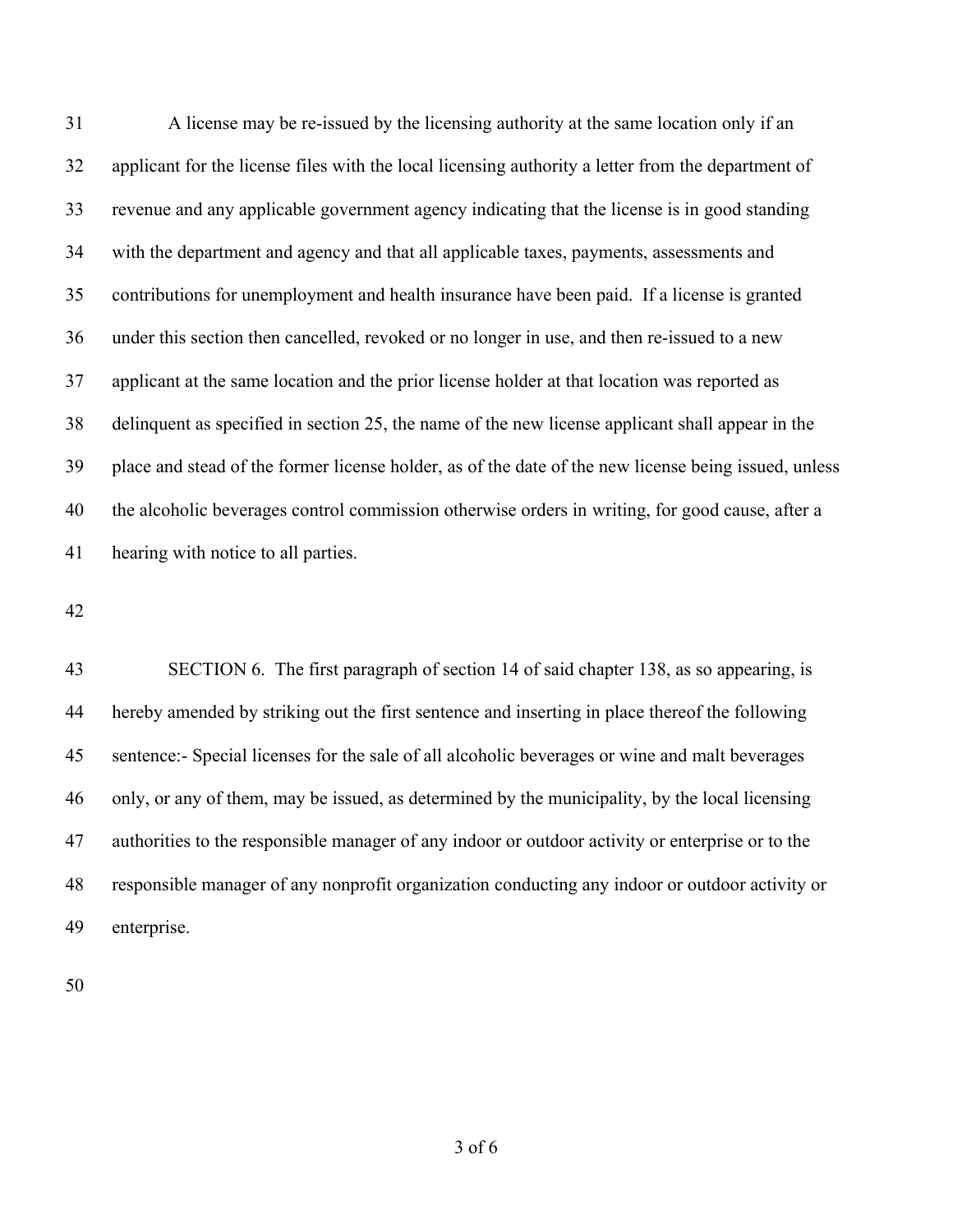A license may be re-issued by the licensing authority at the same location only if an applicant for the license files with the local licensing authority a letter from the department of revenue and any applicable government agency indicating that the license is in good standing with the department and agency and that all applicable taxes, payments, assessments and contributions for unemployment and health insurance have been paid. If a license is granted under this section then cancelled, revoked or no longer in use, and then re-issued to a new applicant at the same location and the prior license holder at that location was reported as delinquent as specified in section 25, the name of the new license applicant shall appear in the place and stead of the former license holder, as of the date of the new license being issued, unless the alcoholic beverages control commission otherwise orders in writing, for good cause, after a hearing with notice to all parties.

SECTION 6. The first paragraph of section 14 of said chapter 138, as so appearing, is hereby amended by striking out the first sentence and inserting in place thereof the following sentence:- Special licenses for the sale of all alcoholic beverages or wine and malt beverages only, or any of them, may be issued, as determined by the municipality, by the local licensing authorities to the responsible manager of any indoor or outdoor activity or enterprise or to the responsible manager of any nonprofit organization conducting any indoor or outdoor activity or enterprise.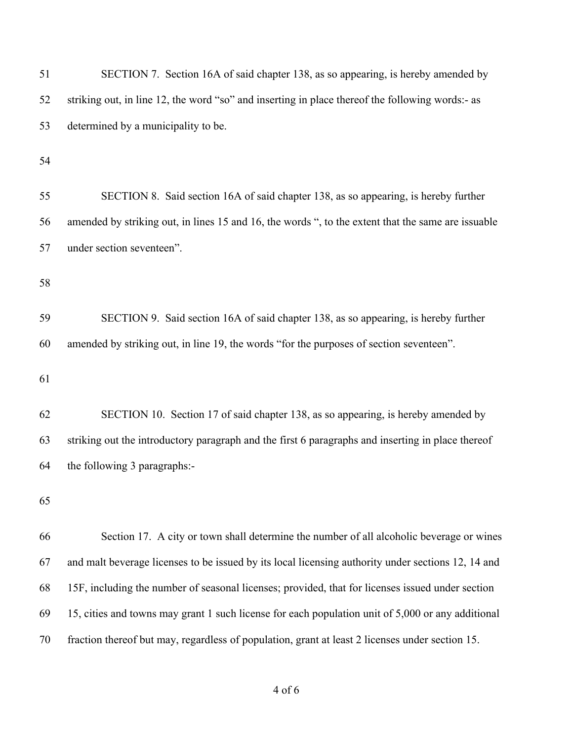SECTION 7. Section 16A of said chapter 138, as so appearing, is hereby amended by striking out, in line 12, the word "so" and inserting in place thereof the following words:- as determined by a municipality to be.

SECTION 8. Said section 16A of said chapter 138, as so appearing, is hereby further amended by striking out, in lines 15 and 16, the words ", to the extent that the same are issuable under section seventeen".

SECTION 9. Said section 16A of said chapter 138, as so appearing, is hereby further amended by striking out, in line 19, the words "for the purposes of section seventeen".

SECTION 10. Section 17 of said chapter 138, as so appearing, is hereby amended by striking out the introductory paragraph and the first 6 paragraphs and inserting in place thereof the following 3 paragraphs:-

Section 17. A city or town shall determine the number of all alcoholic beverage or wines and malt beverage licenses to be issued by its local licensing authority under sections 12, 14 and 15F, including the number of seasonal licenses; provided, that for licenses issued under section 15, cities and towns may grant 1 such license for each population unit of 5,000 or any additional fraction thereof but may, regardless of population, grant at least 2 licenses under section 15.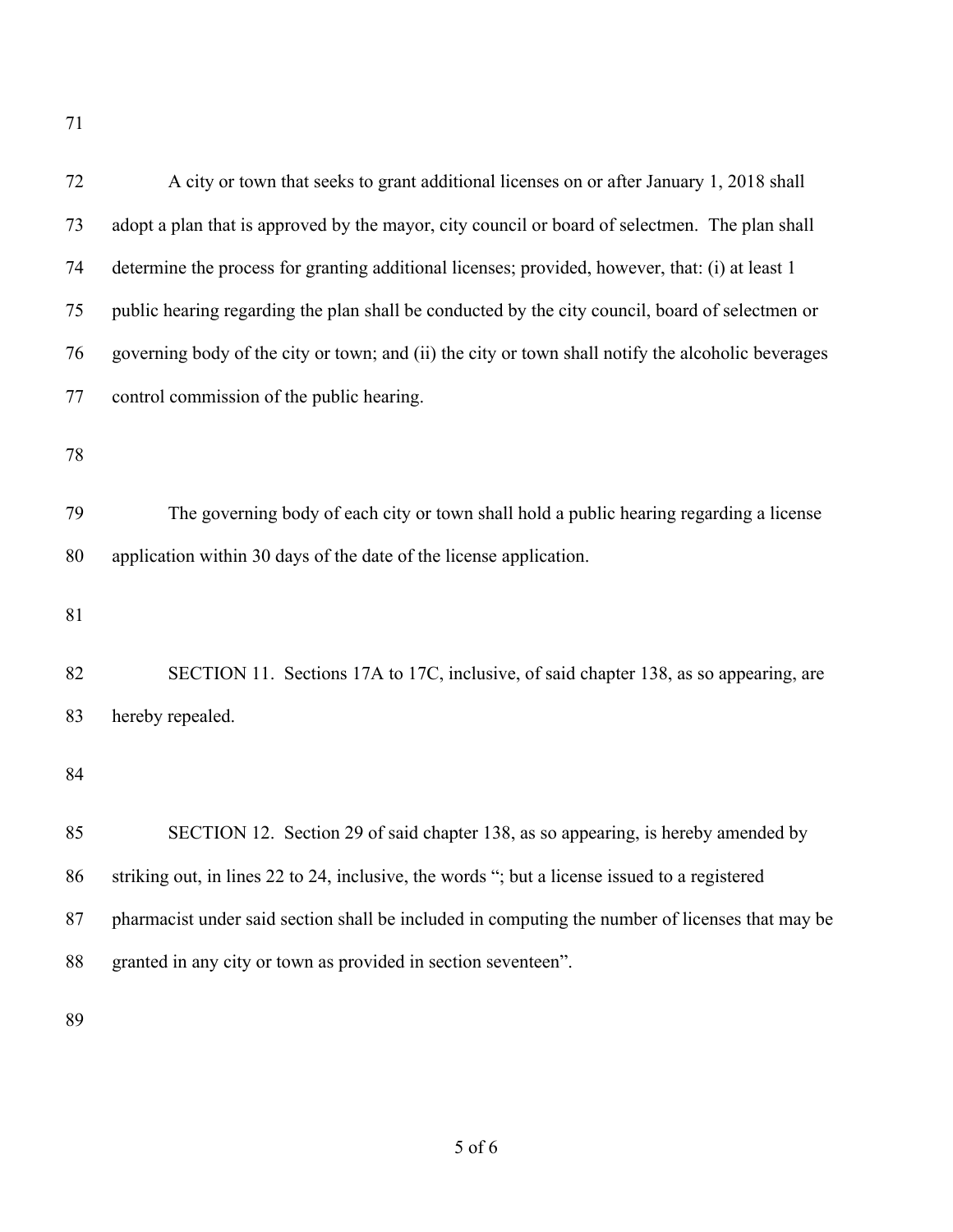A city or town that seeks to grant additional licenses on or after January 1, 2018 shall adopt a plan that is approved by the mayor, city council or board of selectmen. The plan shall determine the process for granting additional licenses; provided, however, that: (i) at least 1 public hearing regarding the plan shall be conducted by the city council, board of selectmen or governing body of the city or town; and (ii) the city or town shall notify the alcoholic beverages control commission of the public hearing.

The governing body of each city or town shall hold a public hearing regarding a license application within 30 days of the date of the license application.

SECTION 11. Sections 17A to 17C, inclusive, of said chapter 138, as so appearing, are hereby repealed.

SECTION 12. Section 29 of said chapter 138, as so appearing, is hereby amended by striking out, in lines 22 to 24, inclusive, the words "; but a license issued to a registered pharmacist under said section shall be included in computing the number of licenses that may be granted in any city or town as provided in section seventeen".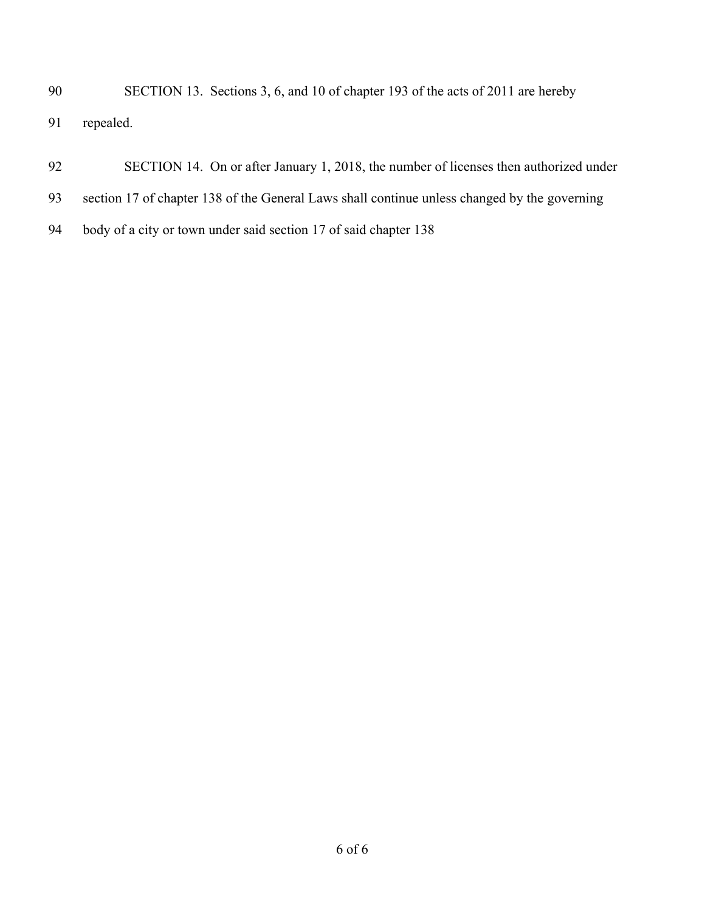SECTION 13. Sections 3, 6, and 10 of chapter 193 of the acts of 2011 are hereby repealed.

SECTION 14. On or after January 1, 2018, the number of licenses then authorized under section 17 of chapter 138 of the General Laws shall continue unless changed by the governing body of a city or town under said section 17 of said chapter 138